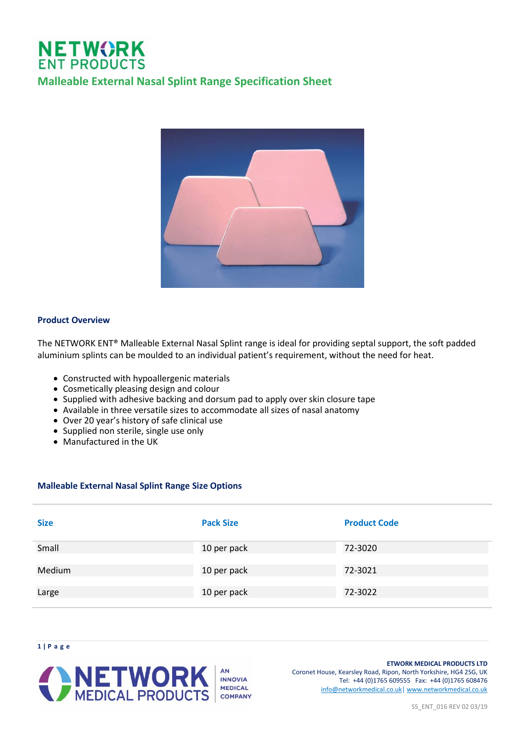# NETWORK ENT PRODUCTS

## Malleable External Nasal Splint Range Specification Sheet

### Product Overview

The NETWORK ENT® Malleable External Nasal Splint range is ideal for providing septal support, the soft padded aluminium splints can be moulded to an individual patient's requirement, without the need for heat.

- Constructed with hypoallergenic materials
- Cosmetically pleasing design and colour
- Supplied with adhesive backing and dorsum pad to apply over skin closure tape
- Available in three versatile sizes to accommodate all sizes of nasal anatomy
- Over 20 year's history of safe clinical use
- Supplied non sterile, single use only
- Manufactured in the UK

### Malleable External Nasal Splint Range Size Options

| Size | Pack Size | Product Code |
| --- | --- | --- |
| Small | 10 per pack | 72-3020 |
| Medium | 10 per pack | 72-3021 |
| Large | 10 per pack | 72-3022 |

NETWORK MEDICAL PRODUCTS — AN INNOVIA MEDICAL COMPANY

ETWORK MEDICAL PRODUCTS LTD
Coronet House, Kearsley Road, Ripon, North Yorkshire, HG4 2SG, UK
Tel: +44 (0)1765 609555 Fax: +44 (0)1765 608476
info@networkmedical.co.uk | www.networkmedical.co.uk

SS_ENT_016 REV 02 03/19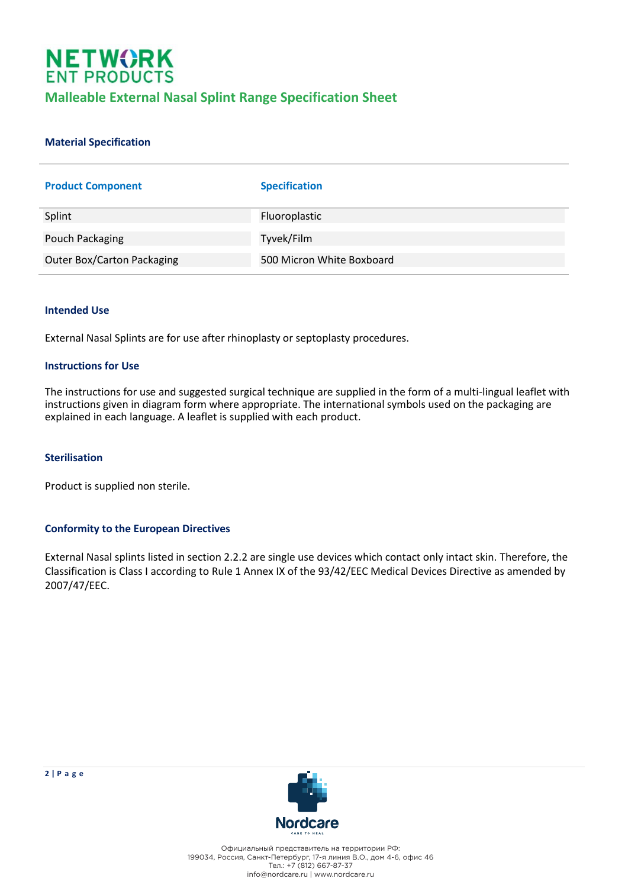# NETWORK ENT PRODUCTS

## Malleable External Nasal Splint Range Specification Sheet

### Material Specification

| Product Component | Specification |
| --- | --- |
| Splint | Fluoroplastic |
| Pouch Packaging | Tyvek/Film |
| Outer Box/Carton Packaging | 500 Micron White Boxboard |

### Intended Use

External Nasal Splints are for use after rhinoplasty or septoplasty procedures.

### Instructions for Use

The instructions for use and suggested surgical technique are supplied in the form of a multi-lingual leaflet with instructions given in diagram form where appropriate. The international symbols used on the packaging are explained in each language. A leaflet is supplied with each product.

### Sterilisation

Product is supplied non sterile.

### Conformity to the European Directives

External Nasal splints listed in section 2.2.2 are single use devices which contact only intact skin. Therefore, the Classification is Class I according to Rule 1 Annex IX of the 93/42/EEC Medical Devices Directive as amended by 2007/47/EEC.

Nordcare
CARE TO HEAL

Официальный представитель на территории РФ:
199034, Россия, Санкт-Петербург, 17-я линия В.О., дом 4-6, офис 46
Тел.: +7 (812) 667-87-37
info@nordcare.ru | www.nordcare.ru